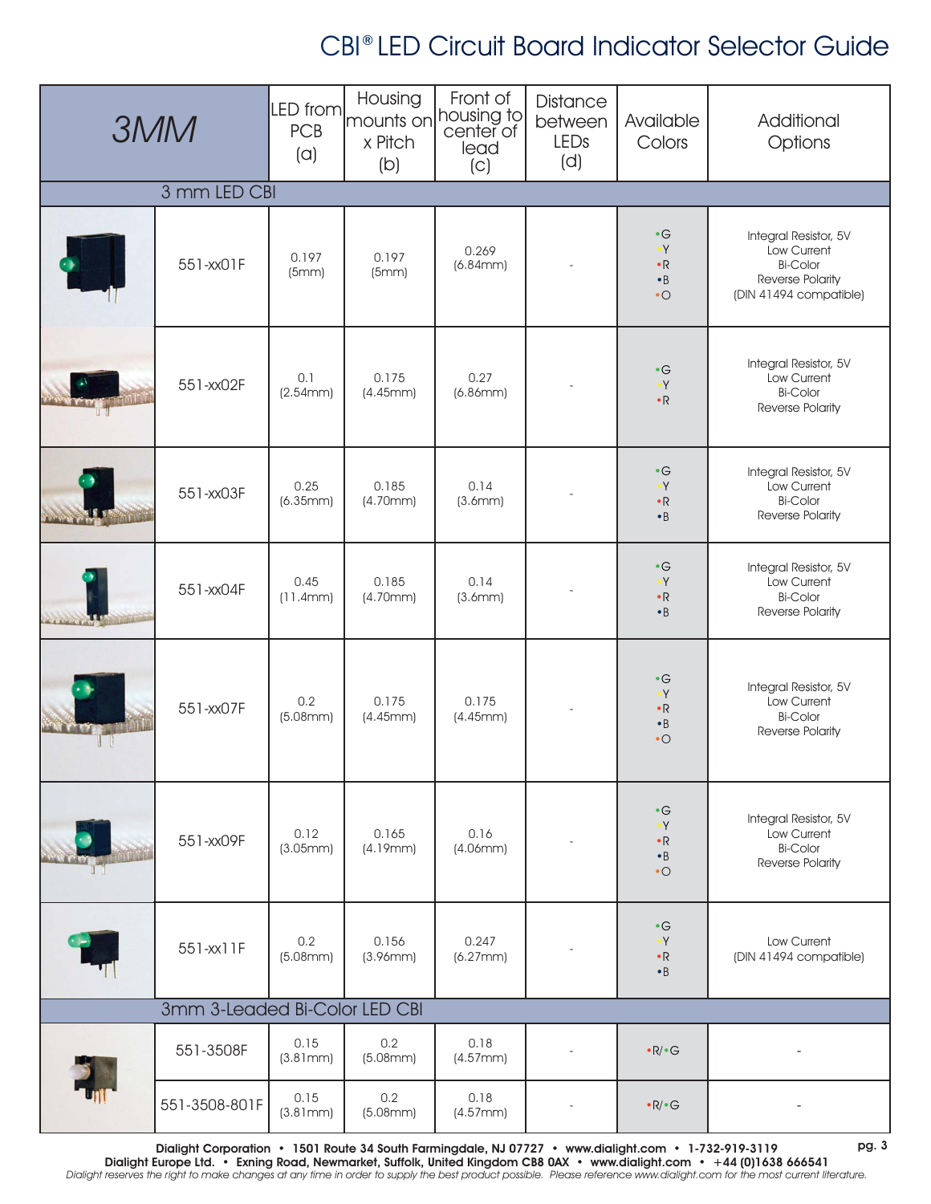# CBI® LED Circuit Board Indicator Selector Guide

| 3MM | | LED from PCB (a) | Housing mounts on x Pitch (b) | Front of housing to center of lead (c) | Distance between LEDs (d) | Available Colors | Additional Options |
|---|---|---|---|---|---|---|---|
| **3 mm LED CBI** | | | | | | | |
| | 551-xx01F | 0.197 (5mm) | 0.197 (5mm) | 0.269 (6.84mm) | - | •G •Y •R •B •O | Integral Resistor, 5V Low Current Bi-Color Reverse Polarity (DIN 41494 compatible) |
| | 551-xx02F | 0.1 (2.54mm) | 0.175 (4.45mm) | 0.27 (6.86mm) | - | •G •Y •R | Integral Resistor, 5V Low Current Bi-Color Reverse Polarity |
| | 551-xx03F | 0.25 (6.35mm) | 0.185 (4.70mm) | 0.14 (3.6mm) | - | •G •Y •R •B | Integral Resistor, 5V Low Current Bi-Color Reverse Polarity |
| | 551-xx04F | 0.45 (11.4mm) | 0.185 (4.70mm) | 0.14 (3.6mm) | - | •G •Y •R •B | Integral Resistor, 5V Low Current Bi-Color Reverse Polarity |
| | 551-xx07F | 0.2 (5.08mm) | 0.175 (4.45mm) | 0.175 (4.45mm) | - | •G •Y •R •B •O | Integral Resistor, 5V Low Current Bi-Color Reverse Polarity |
| | 551-xx09F | 0.12 (3.05mm) | 0.165 (4.19mm) | 0.16 (4.06mm) | - | •G •Y •R •B •O | Integral Resistor, 5V Low Current Bi-Color Reverse Polarity |
| | 551-xx11F | 0.2 (5.08mm) | 0.156 (3.96mm) | 0.247 (6.27mm) | - | •G •Y •R •B | Low Current (DIN 41494 compatible) |
| **3mm 3-Leaded Bi-Color LED CBI** | | | | | | | |
| | 551-3508F | 0.15 (3.81mm) | 0.2 (5.08mm) | 0.18 (4.57mm) | - | •R/•G | - |
| | 551-3508-801F | 0.15 (3.81mm) | 0.2 (5.08mm) | 0.18 (4.57mm) | - | •R/•G | - |

Dialight Corporation • 1501 Route 34 South Farmingdale, NJ 07727 • www.dialight.com • 1-732-919-3119
Dialight Europe Ltd. • Exning Road, Newmarket, Suffolk, United Kingdom CB8 0AX • www.dialight.com • +44 (0)1638 666541
*Dialight reserves the right to make changes at any time in order to supply the best product possible. Please reference www.dialight.com for the most current literature.*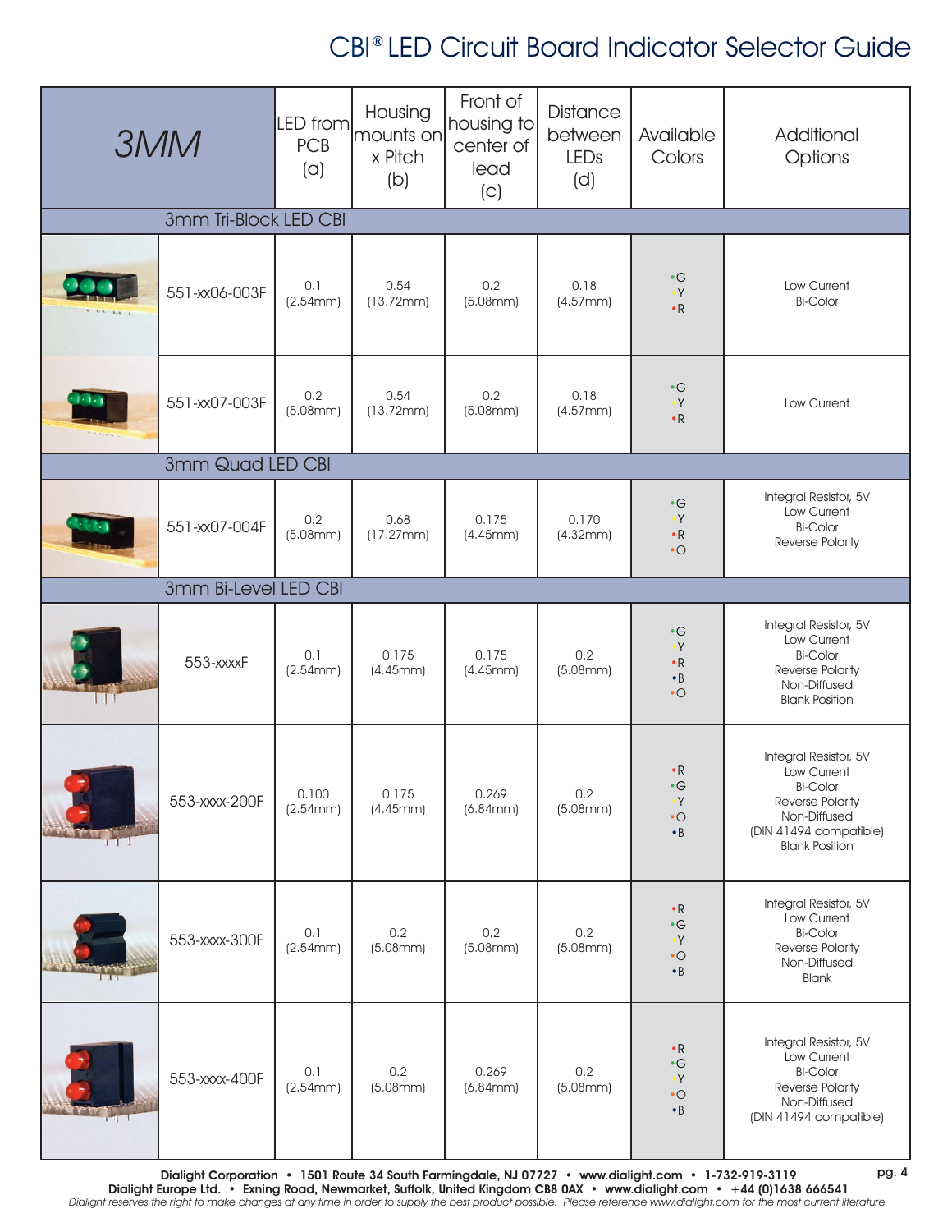# CBI® LED Circuit Board Indicator Selector Guide

| 3MM | | LED from PCB (a) | Housing mounts on x Pitch (b) | Front of housing to center of lead (c) | Distance between LEDs (d) | Available Colors | Additional Options |
|---|---|---|---|---|---|---|---|
| **3mm Tri-Block LED CBI** | | | | | | | |
| | 551-xx06-003F | 0.1 (2.54mm) | 0.54 (13.72mm) | 0.2 (5.08mm) | 0.18 (4.57mm) | •G •Y •R | Low Current Bi-Color |
| | 551-xx07-003F | 0.2 (5.08mm) | 0.54 (13.72mm) | 0.2 (5.08mm) | 0.18 (4.57mm) | •G •Y •R | Low Current |
| **3mm Quad LED CBI** | | | | | | | |
| | 551-xx07-004F | 0.2 (5.08mm) | 0.68 (17.27mm) | 0.175 (4.45mm) | 0.170 (4.32mm) | •G •Y •R •O | Integral Resistor, 5V Low Current Bi-Color Reverse Polarity |
| **3mm Bi-Level LED CBI** | | | | | | | |
| | 553-xxxxF | 0.1 (2.54mm) | 0.175 (4.45mm) | 0.175 (4.45mm) | 0.2 (5.08mm) | •G •Y •R •B •O | Integral Resistor, 5V Low Current Bi-Color Reverse Polarity Non-Diffused Blank Position |
| | 553-xxxx-200F | 0.100 (2.54mm) | 0.175 (4.45mm) | 0.269 (6.84mm) | 0.2 (5.08mm) | •R •G •Y •O •B | Integral Resistor, 5V Low Current Bi-Color Reverse Polarity Non-Diffused (DIN 41494 compatible) Blank Position |
| | 553-xxxx-300F | 0.1 (2.54mm) | 0.2 (5.08mm) | 0.2 (5.08mm) | 0.2 (5.08mm) | •R •G •Y •O •B | Integral Resistor, 5V Low Current Bi-Color Reverse Polarity Non-Diffused Blank |
| | 553-xxxx-400F | 0.1 (2.54mm) | 0.2 (5.08mm) | 0.269 (6.84mm) | 0.2 (5.08mm) | •R •G •Y •O •B | Integral Resistor, 5V Low Current Bi-Color Reverse Polarity Non-Diffused (DIN 41494 compatible) |

**Dialight Corporation • 1501 Route 34 South Farmingdale, NJ 07727 • www.dialight.com • 1-732-919-3119**
**Dialight Europe Ltd. • Exning Road, Newmarket, Suffolk, United Kingdom CB8 0AX • www.dialight.com • +44 (0)1638 666541**
*Dialight reserves the right to make changes at any time in order to supply the best product possible. Please reference www.dialight.com for the most current literature.*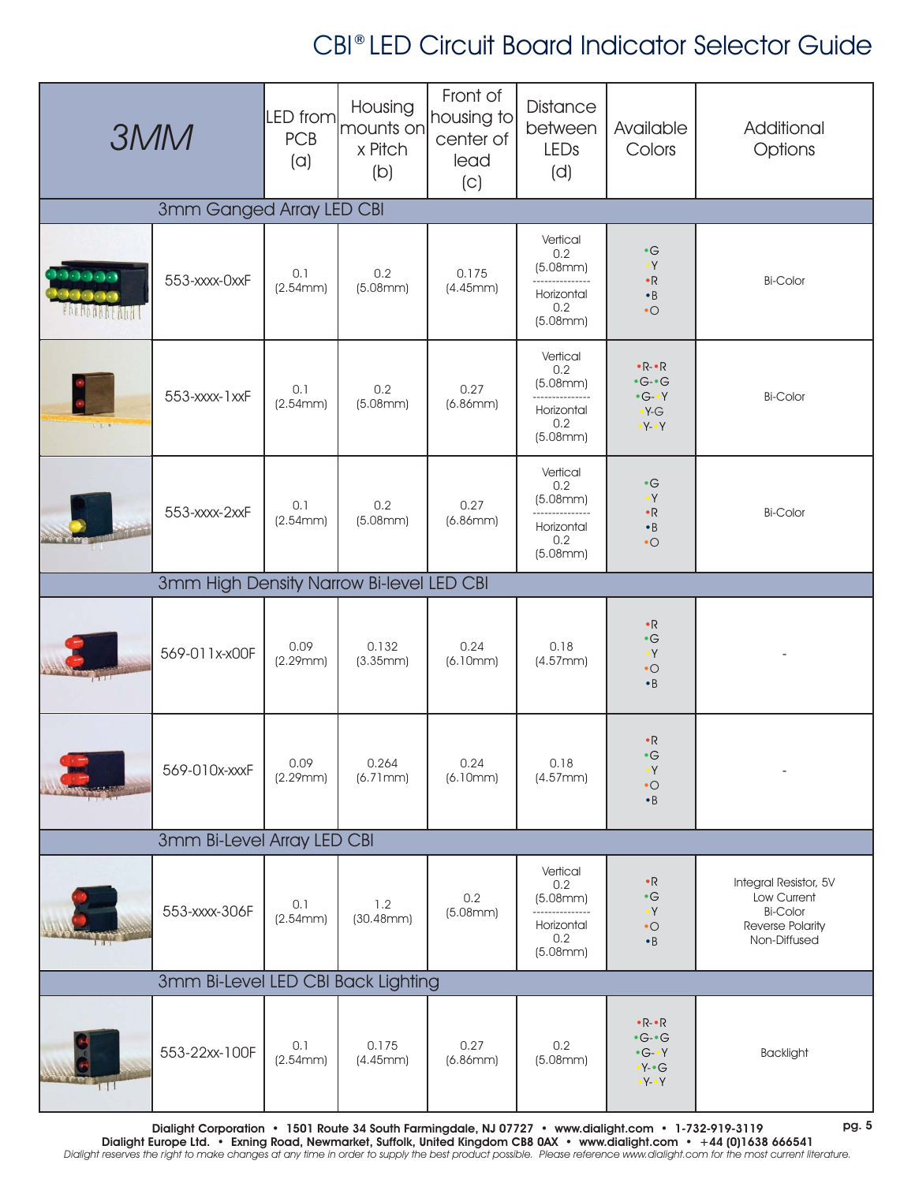# CBI® LED Circuit Board Indicator Selector Guide

| 3MM | | LED from PCB (a) | Housing mounts on x Pitch (b) | Front of housing to center of lead (c) | Distance between LEDs (d) | Available Colors | Additional Options |
|---|---|---|---|---|---|---|---|
| **3mm Ganged Array LED CBI** | | | | | | | |
| | 553-xxxx-0xxF | 0.1 (2.54mm) | 0.2 (5.08mm) | 0.175 (4.45mm) | Vertical 0.2 (5.08mm) / Horizontal 0.2 (5.08mm) | G, Y, R, B, O | Bi-Color |
| | 553-xxxx-1xxF | 0.1 (2.54mm) | 0.2 (5.08mm) | 0.27 (6.86mm) | Vertical 0.2 (5.08mm) / Horizontal 0.2 (5.08mm) | R-R, G-G, G-Y, Y-G, Y-Y | Bi-Color |
| | 553-xxxx-2xxF | 0.1 (2.54mm) | 0.2 (5.08mm) | 0.27 (6.86mm) | Vertical 0.2 (5.08mm) / Horizontal 0.2 (5.08mm) | G, Y, R, B, O | Bi-Color |
| **3mm High Density Narrow Bi-level LED CBI** | | | | | | | |
| | 569-011x-x00F | 0.09 (2.29mm) | 0.132 (3.35mm) | 0.24 (6.10mm) | 0.18 (4.57mm) | R, G, Y, O, B | - |
| | 569-010x-xxxF | 0.09 (2.29mm) | 0.264 (6.71mm) | 0.24 (6.10mm) | 0.18 (4.57mm) | R, G, Y, O, B | - |
| **3mm Bi-Level Array LED CBI** | | | | | | | |
| | 553-xxxx-306F | 0.1 (2.54mm) | 1.2 (30.48mm) | 0.2 (5.08mm) | Vertical 0.2 (5.08mm) / Horizontal 0.2 (5.08mm) | R, G, Y, O, B | Integral Resistor, 5V; Low Current; Bi-Color; Reverse Polarity; Non-Diffused |
| **3mm Bi-Level LED CBI Back Lighting** | | | | | | | |
| | 553-22xx-100F | 0.1 (2.54mm) | 0.175 (4.45mm) | 0.27 (6.86mm) | 0.2 (5.08mm) | R-R, G-G, G-Y, Y-G, Y-Y | Backlight |

Dialight Corporation • 1501 Route 34 South Farmingdale, NJ 07727 • www.dialight.com • 1-732-919-3119
Dialight Europe Ltd. • Exning Road, Newmarket, Suffolk, United Kingdom CB8 0AX • www.dialight.com • +44 (0)1638 666541
*Dialight reserves the right to make changes at any time in order to supply the best product possible. Please reference www.dialight.com for the most current literature.*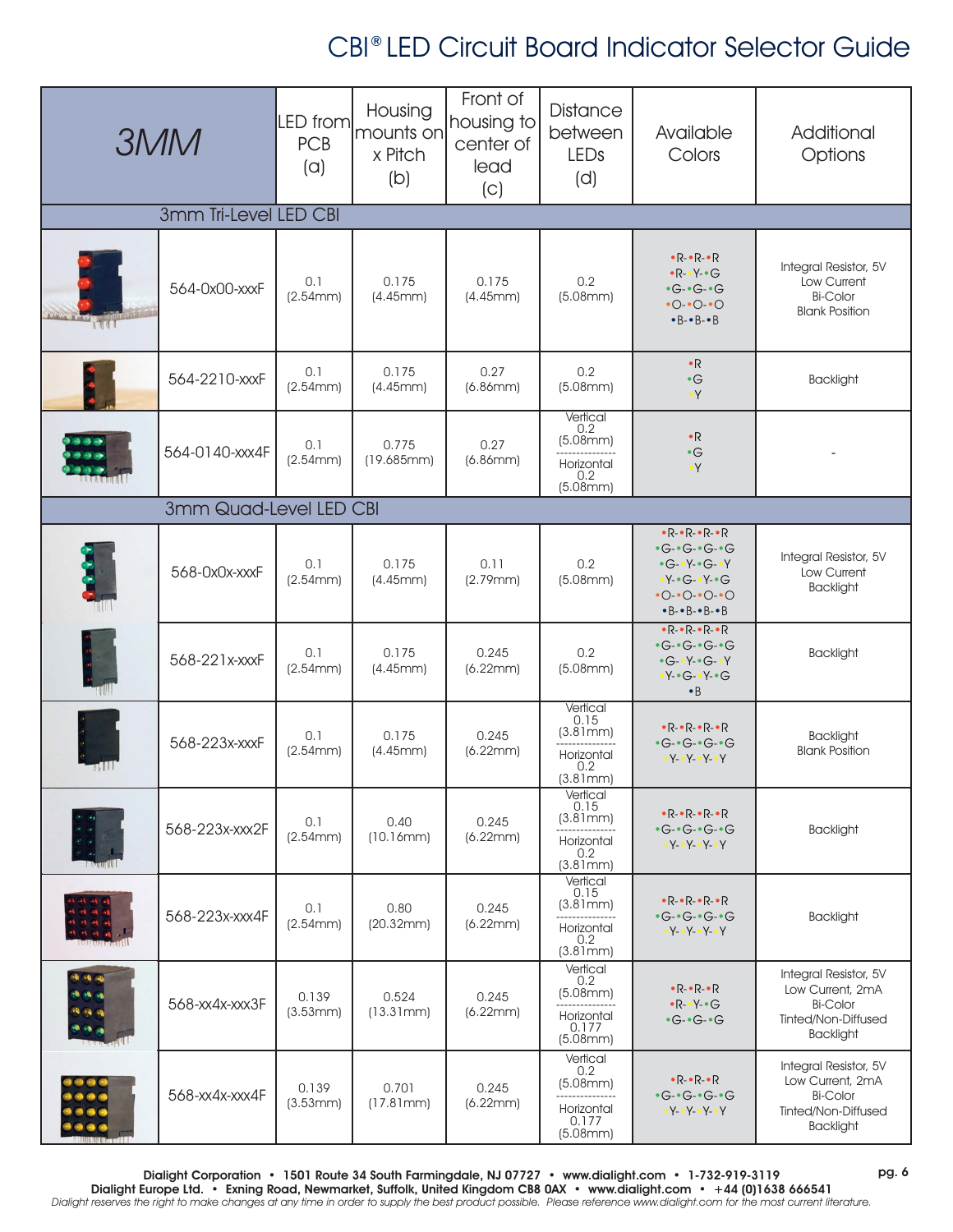# CBI® LED Circuit Board Indicator Selector Guide

| 3MM | | LED from PCB (a) | Housing mounts on x Pitch (b) | Front of housing to center of lead (c) | Distance between LEDs (d) | Available Colors | Additional Options |
|---|---|---|---|---|---|---|---|
| **3mm Tri-Level LED CBI** | | | | | | | |
| | 564-0x00-xxxF | 0.1 (2.54mm) | 0.175 (4.45mm) | 0.175 (4.45mm) | 0.2 (5.08mm) | •R-•R-•R<br>•R-•Y-•G<br>•G-•G-•G<br>•O-•O-•O<br>•B-•B-•B | Integral Resistor, 5V<br>Low Current<br>Bi-Color<br>Blank Position |
| | 564-2210-xxxF | 0.1 (2.54mm) | 0.175 (4.45mm) | 0.27 (6.86mm) | 0.2 (5.08mm) | •R<br>•G<br>•Y | Backlight |
| | 564-0140-xxx4F | 0.1 (2.54mm) | 0.775 (19.685mm) | 0.27 (6.86mm) | Vertical 0.2 (5.08mm)<br>Horizontal 0.2 (5.08mm) | •R<br>•G<br>•Y | - |
| **3mm Quad-Level LED CBI** | | | | | | | |
| | 568-0x0x-xxxF | 0.1 (2.54mm) | 0.175 (4.45mm) | 0.11 (2.79mm) | 0.2 (5.08mm) | •R-•R-•R-•R<br>•G-•G-•G-•G<br>•G-•Y-•G-•Y<br>•Y-•G-•Y-•G<br>•O-•O-•O-•O<br>•B-•B-•B-•B | Integral Resistor, 5V<br>Low Current<br>Backlight |
| | 568-221x-xxxF | 0.1 (2.54mm) | 0.175 (4.45mm) | 0.245 (6.22mm) | 0.2 (5.08mm) | •R-•R-•R-•R<br>•G-•G-•G-•G<br>•G-•Y-•G-•Y<br>•Y-•G-•Y-•G<br>•B | Backlight |
| | 568-223x-xxxF | 0.1 (2.54mm) | 0.175 (4.45mm) | 0.245 (6.22mm) | Vertical 0.15 (3.81mm)<br>Horizontal 0.2 (3.81mm) | •R-•R-•R-•R<br>•G-•G-•G-•G<br>•Y-•Y-•Y-•Y | Backlight<br>Blank Position |
| | 568-223x-xxx2F | 0.1 (2.54mm) | 0.40 (10.16mm) | 0.245 (6.22mm) | Vertical 0.15 (3.81mm)<br>Horizontal 0.2 (3.81mm) | •R-•R-•R-•R<br>•G-•G-•G-•G<br>•Y-•Y-•Y-•Y | Backlight |
| | 568-223x-xxx4F | 0.1 (2.54mm) | 0.80 (20.32mm) | 0.245 (6.22mm) | Vertical 0.15 (3.81mm)<br>Horizontal 0.2 (3.81mm) | •R-•R-•R-•R<br>•G-•G-•G-•G<br>•Y-•Y-•Y-•Y | Backlight |
| | 568-xx4x-xxx3F | 0.139 (3.53mm) | 0.524 (13.31mm) | 0.245 (6.22mm) | Vertical 0.2 (5.08mm)<br>Horizontal 0.177 (5.08mm) | •R-•R-•R<br>•R-•Y-•G<br>•G-•G-•G | Integral Resistor, 5V<br>Low Current, 2mA<br>Bi-Color<br>Tinted/Non-Diffused<br>Backlight |
| | 568-xx4x-xxx4F | 0.139 (3.53mm) | 0.701 (17.81mm) | 0.245 (6.22mm) | Vertical 0.2 (5.08mm)<br>Horizontal 0.177 (5.08mm) | •R-•R-•R<br>•G-•G-•G-•G<br>•Y-•Y-•Y-•Y | Integral Resistor, 5V<br>Low Current, 2mA<br>Bi-Color<br>Tinted/Non-Diffused<br>Backlight |

**Dialight Corporation • 1501 Route 34 South Farmingdale, NJ 07727 • www.dialight.com • 1-732-919-3119**
**Dialight Europe Ltd. • Exning Road, Newmarket, Suffolk, United Kingdom CB8 0AX • www.dialight.com • +44 (0)1638 666541**
*Dialight reserves the right to make changes at any time in order to supply the best product possible. Please reference www.dialight.com for the most current literature.*